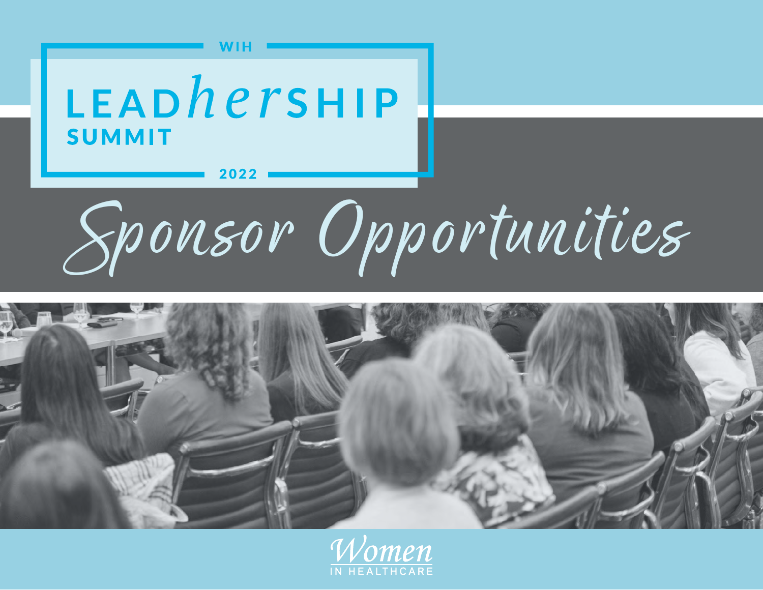WIH

# LEAD*her*SHIP SUMMIT

2022

# *Sponsor Opportunities*

*Women* IN HEALTHCARE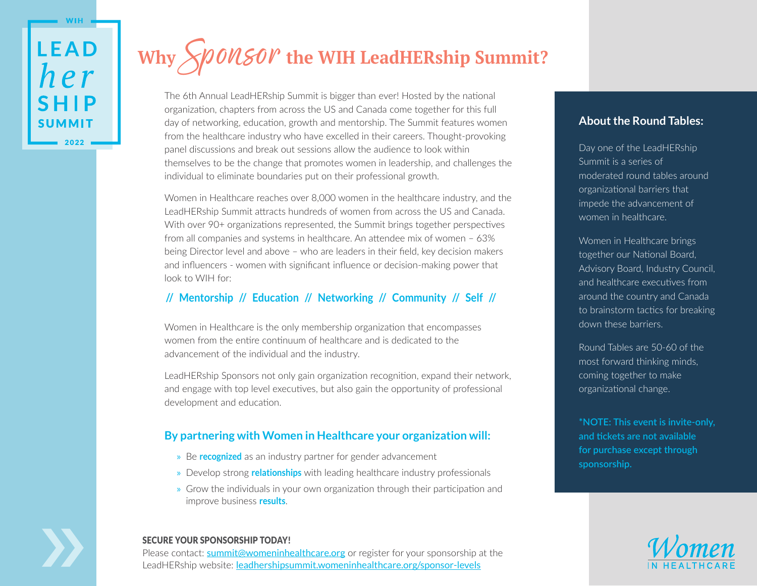WIH LEAD*her*SHIP SUMMIT 2022

# Why *Sponsor* the WIH LeadHERship Summit?

The 6th Annual LeadHERship Summit is bigger than ever! Hosted by the national organization, chapters from across the US and Canada come together for this full day of networking, education, growth and mentorship. The Summit features women from the healthcare industry who have excelled in their careers. Thought-provoking panel discussions and break out sessions allow the audience to look within themselves to be the change that promotes women in leadership, and challenges the individual to eliminate boundaries put on their professional growth.

Women in Healthcare reaches over 8,000 women in the healthcare industry, and the LeadHERship Summit attracts hundreds of women from across the US and Canada. With over 90+ organizations represented, the Summit brings together perspectives from all companies and systems in healthcare. An attendee mix of women – 63% being Director level and above – who are leaders in their field, key decision makers and influencers - women with significant influence or decision-making power that look to WIH for:

**// Mentorship // Education // Networking // Community // Self //**

Women in Healthcare is the only membership organization that encompasses women from the entire continuum of healthcare and is dedicated to the advancement of the individual and the industry.

LeadHERship Sponsors not only gain organization recognition, expand their network, and engage with top level executives, but also gain the opportunity of professional development and education.

### By partnering with Women in Healthcare your organization will:

- Be **recognized** as an industry partner for gender advancement
- Develop strong **relationships** with leading healthcare industry professionals
- Grow the individuals in your own organization through their participation and improve business **results**.

**SECURE YOUR SPONSORSHIP TODAY!**
Please contact: summit@womeninhealthcare.org or register for your sponsorship at the LeadHERship website: leadershipsummit.womeninhealthcare.org/sponsor-levels

### About the Round Tables:

Day one of the LeadHERship Summit is a series of moderated round tables around organizational barriers that impede the advancement of women in healthcare.

Women in Healthcare brings together our National Board, Advisory Board, Industry Council, and healthcare executives from around the country and Canada to brainstorm tactics for breaking down these barriers.

Round Tables are 50-60 of the most forward thinking minds, coming together to make organizational change.

**\*NOTE: This event is invite-only, and tickets are not available for purchase except through sponsorship.**

*Women* IN HEALTHCARE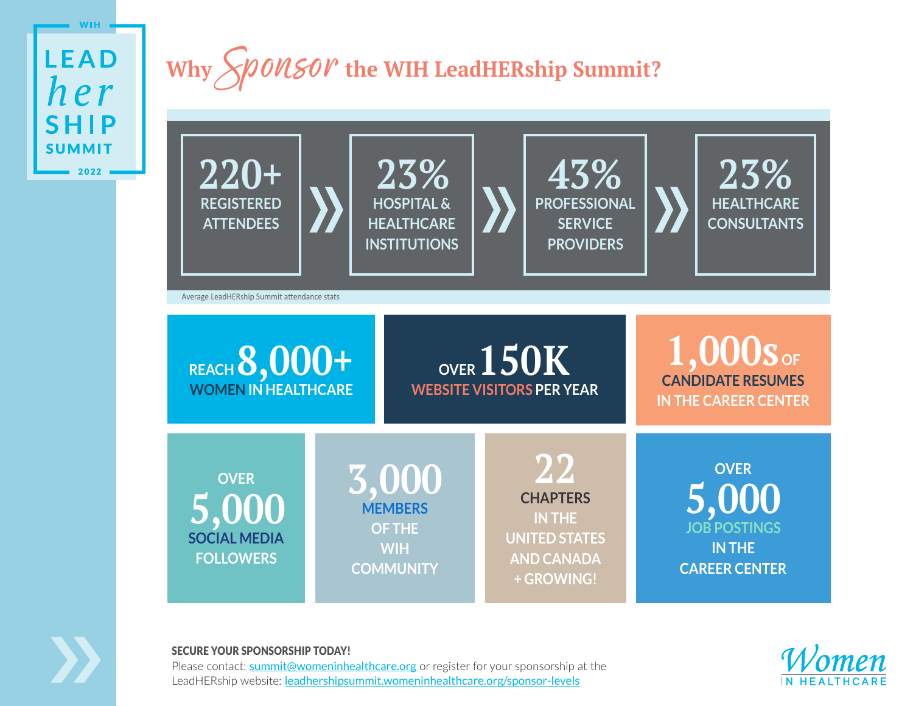WIH LEAD*her*SHIP SUMMIT 2022

# Why *Sponsor* the WIH LeadHERship Summit?

**220+** REGISTERED ATTENDEES » **23%** HOSPITAL & HEALTHCARE INSTITUTIONS » **43%** PROFESSIONAL SERVICE PROVIDERS » **23%** HEALTHCARE CONSULTANTS

Average LeadHERship Summit attendance stats

REACH **8,000+** WOMEN IN HEALTHCARE

OVER **150K** WEBSITE VISITORS PER YEAR

**1,000s** OF CANDIDATE RESUMES IN THE CAREER CENTER

OVER **5,000** SOCIAL MEDIA FOLLOWERS

**3,000** MEMBERS OF THE WIH COMMUNITY

**22** CHAPTERS IN THE UNITED STATES AND CANADA + GROWING!

OVER **5,000** JOB POSTINGS IN THE CAREER CENTER

**SECURE YOUR SPONSORSHIP TODAY!**

Please contact: [summit@womeninhealthcare.org](mailto:summit@womeninhealthcare.org) or register for your sponsorship at the LeadHERship website: [leadhershipsummit.womeninhealthcare.org/sponsor-levels](https://leadhershipsummit.womeninhealthcare.org/sponsor-levels)

Women IN HEALTHCARE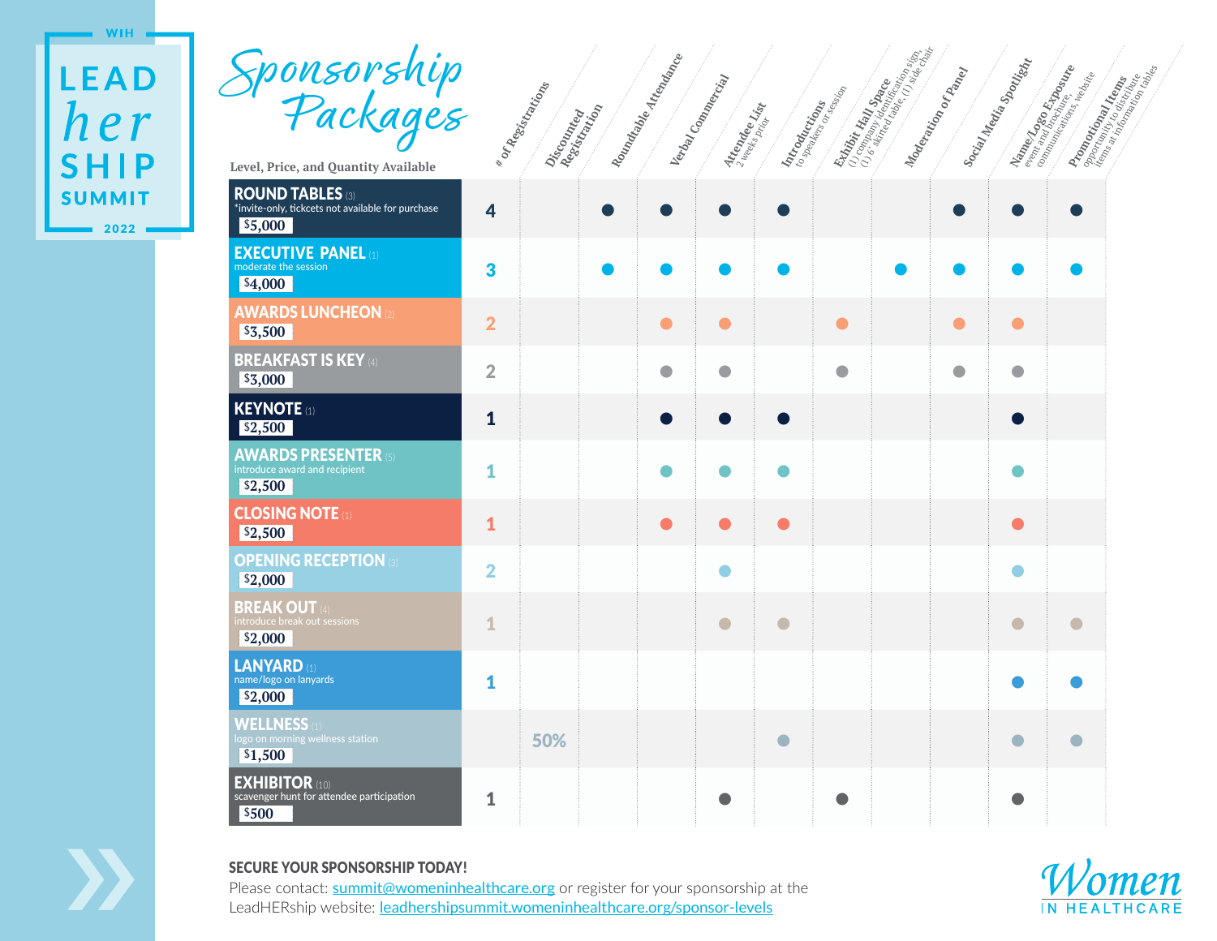# WIH LEADherSHIP SUMMIT 2022

## Sponsorship Packages

| Level, Price, and Quantity Available | # of Registrations | Discounted Registration | Roundtable Attendance | Verbal Commercial | Attendee List (2 weeks prior) | Introductions (to speakers or session) | Exhibit Hall Space ((1) company identification sign, (1) 6' skirted table, (1) side chair) | Moderation of Panel | Social Media Spotlight | Name/Logo Exposure (event and brochure, communications, website) | Promotional Items (opportunity to distribute items at information tables) |
|---|---|---|---|---|---|---|---|---|---|---|---|
| **ROUND TABLES** (3) *invite-only, tickcets not available for purchase $5,000 | 4 | | ● | ● | ● | ● | | | ● | ● | ● |
| **EXECUTIVE PANEL** (1) moderate the session $4,000 | 3 | | ● | ● | ● | ● | | ● | ● | ● | ● |
| **AWARDS LUNCHEON** (2) $3,500 | 2 | | | ● | ● | | ● | | ● | ● | |
| **BREAKFAST IS KEY** (4) $3,000 | 2 | | | ● | ● | | ● | | ● | ● | |
| **KEYNOTE** (1) $2,500 | 1 | | | ● | ● | ● | | | | ● | |
| **AWARDS PRESENTER** (5) introduce award and recipient $2,500 | 1 | | | ● | ● | ● | | | | ● | |
| **CLOSING NOTE** (1) $2,500 | 1 | | | ● | ● | ● | | | | ● | |
| **OPENING RECEPTION** (3) $2,000 | 2 | | | | ● | | | | | ● | |
| **BREAK OUT** (4) introduce break out sessions $2,000 | 1 | | | | ● | ● | | | | ● | ● |
| **LANYARD** (1) name/logo on lanyards $2,000 | 1 | | | | | | | | | ● | ● |
| **WELLNESS** (1) logo on morning wellness station $1,500 | | 50% | | | | ● | | | | ● | ● |
| **EXHIBITOR** (10) scavenger hunt for attendee participation $500 | 1 | | | | ● | | ● | | | ● | |

**SECURE YOUR SPONSORSHIP TODAY!**

Please contact: summit@womeninhealthcare.org or register for your sponsorship at the LeadHERship website: leadershipsummit.womeninhealthcare.org/sponsor-levels

Women IN HEALTHCARE